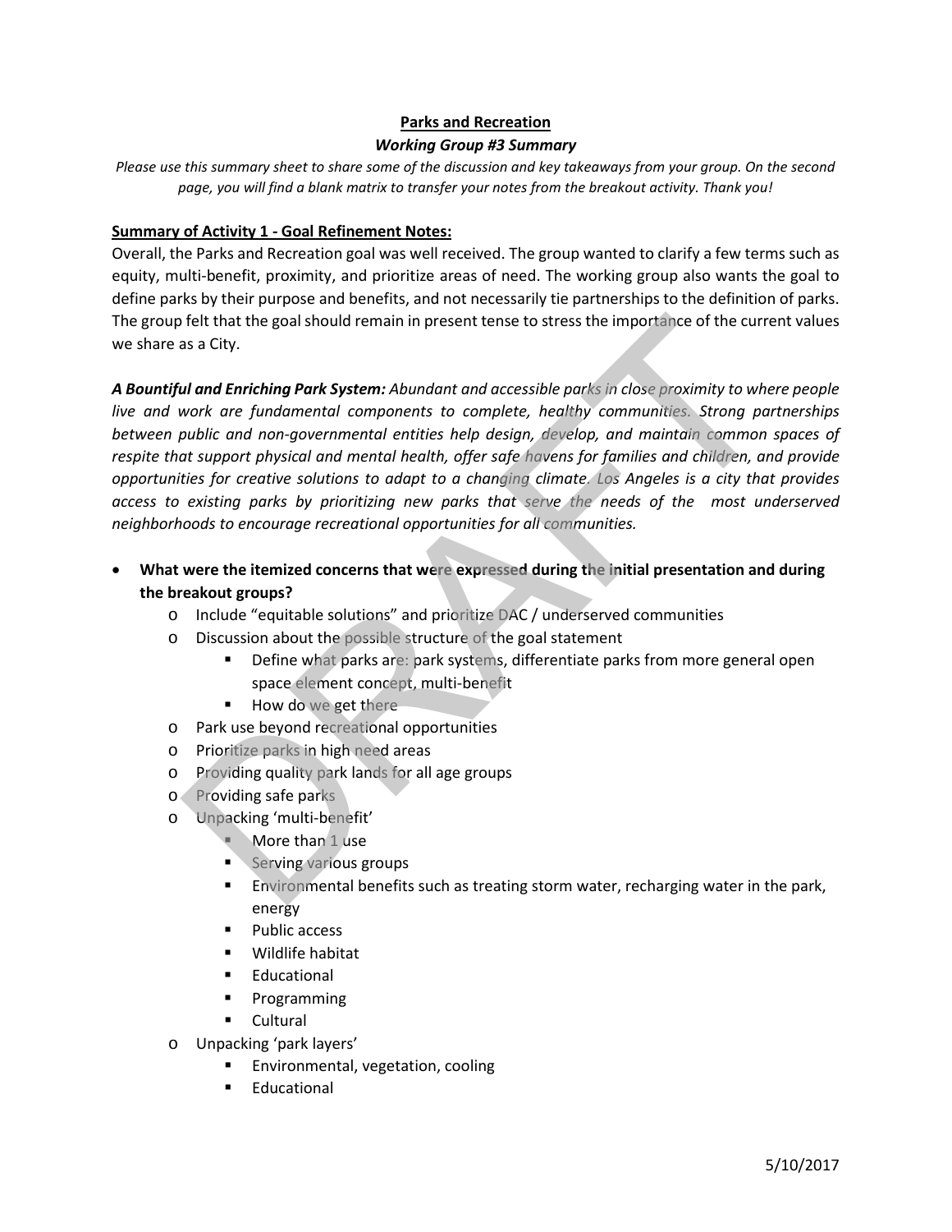**Parks and Recreation**

***Working Group #3 Summary***

*Please use this summary sheet to share some of the discussion and key takeaways from your group. On the second page, you will find a blank matrix to transfer your notes from the breakout activity. Thank you!*

**Summary of Activity 1 - Goal Refinement Notes:**

Overall, the Parks and Recreation goal was well received. The group wanted to clarify a few terms such as equity, multi-benefit, proximity, and prioritize areas of need. The working group also wants the goal to define parks by their purpose and benefits, and not necessarily tie partnerships to the definition of parks. The group felt that the goal should remain in present tense to stress the importance of the current values we share as a City.

***A Bountiful and Enriching Park System:*** *Abundant and accessible parks in close proximity to where people live and work are fundamental components to complete, healthy communities. Strong partnerships between public and non-governmental entities help design, develop, and maintain common spaces of respite that support physical and mental health, offer safe havens for families and children, and provide opportunities for creative solutions to adapt to a changing climate. Los Angeles is a city that provides access to existing parks by prioritizing new parks that serve the needs of the most underserved neighborhoods to encourage recreational opportunities for all communities.*

- **What were the itemized concerns that were expressed during the initial presentation and during the breakout groups?**
  - Include "equitable solutions" and prioritize DAC / underserved communities
  - Discussion about the possible structure of the goal statement
    - Define what parks are: park systems, differentiate parks from more general open space element concept, multi-benefit
    - How do we get there
  - Park use beyond recreational opportunities
  - Prioritize parks in high need areas
  - Providing quality park lands for all age groups
  - Providing safe parks
  - Unpacking 'multi-benefit'
    - More than 1 use
    - Serving various groups
    - Environmental benefits such as treating storm water, recharging water in the park, energy
    - Public access
    - Wildlife habitat
    - Educational
    - Programming
    - Cultural
  - Unpacking 'park layers'
    - Environmental, vegetation, cooling
    - Educational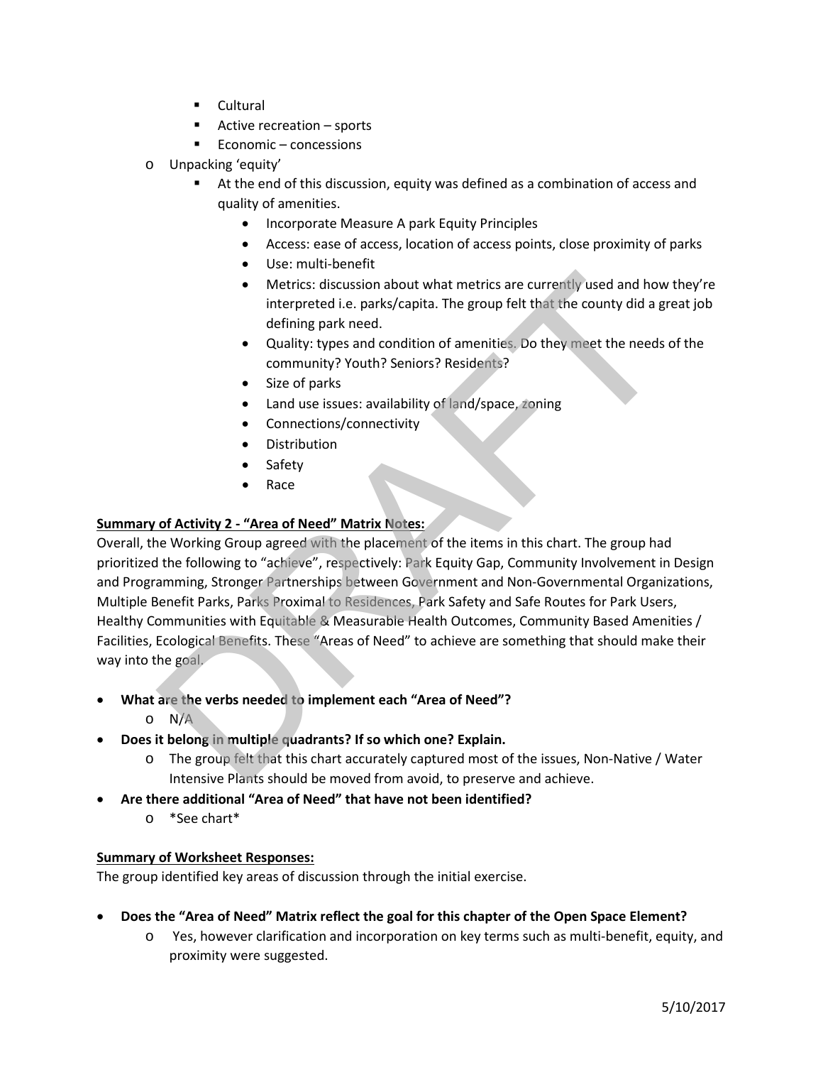- Cultural
- Active recreation – sports
- Economic – concessions

- Unpacking 'equity'
  - At the end of this discussion, equity was defined as a combination of access and quality of amenities.
    - Incorporate Measure A park Equity Principles
    - Access: ease of access, location of access points, close proximity of parks
    - Use: multi-benefit
    - Metrics: discussion about what metrics are currently used and how they're interpreted i.e. parks/capita. The group felt that the county did a great job defining park need.
    - Quality: types and condition of amenities. Do they meet the needs of the community? Youth? Seniors? Residents?
    - Size of parks
    - Land use issues: availability of land/space, zoning
    - Connections/connectivity
    - Distribution
    - Safety
    - Race

**Summary of Activity 2 - "Area of Need" Matrix Notes:**

Overall, the Working Group agreed with the placement of the items in this chart. The group had prioritized the following to "achieve", respectively: Park Equity Gap, Community Involvement in Design and Programming, Stronger Partnerships between Government and Non-Governmental Organizations, Multiple Benefit Parks, Parks Proximal to Residences, Park Safety and Safe Routes for Park Users, Healthy Communities with Equitable & Measurable Health Outcomes, Community Based Amenities / Facilities, Ecological Benefits. These "Areas of Need" to achieve are something that should make their way into the goal.

- **What are the verbs needed to implement each "Area of Need"?**
  - N/A
- **Does it belong in multiple quadrants? If so which one? Explain.**
  - The group felt that this chart accurately captured most of the issues, Non-Native / Water Intensive Plants should be moved from avoid, to preserve and achieve.
- **Are there additional "Area of Need" that have not been identified?**
  - *See chart*

**Summary of Worksheet Responses:**

The group identified key areas of discussion through the initial exercise.

- **Does the "Area of Need" Matrix reflect the goal for this chapter of the Open Space Element?**
  - Yes, however clarification and incorporation on key terms such as multi-benefit, equity, and proximity were suggested.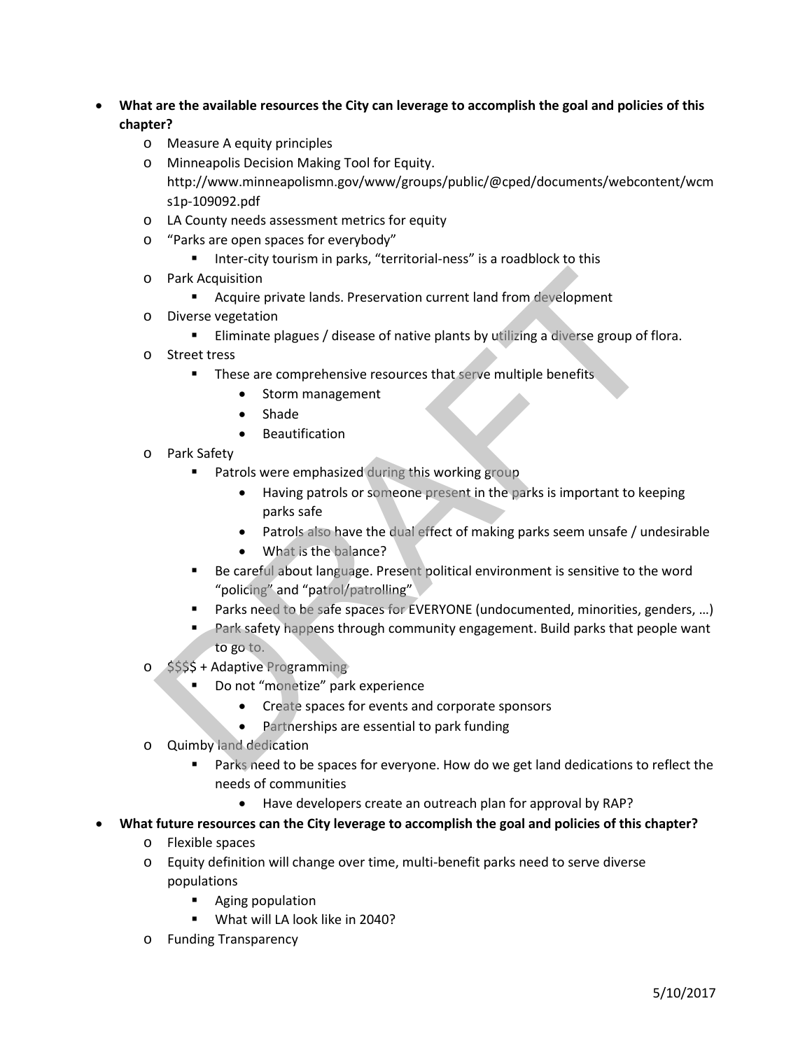- **What are the available resources the City can leverage to accomplish the goal and policies of this chapter?**
  - Measure A equity principles
  - Minneapolis Decision Making Tool for Equity. http://www.minneapolismn.gov/www/groups/public/@cped/documents/webcontent/wcms1p-109092.pdf
  - LA County needs assessment metrics for equity
  - "Parks are open spaces for everybody"
    - Inter-city tourism in parks, "territorial-ness" is a roadblock to this
  - Park Acquisition
    - Acquire private lands. Preservation current land from development
  - Diverse vegetation
    - Eliminate plagues / disease of native plants by utilizing a diverse group of flora.
  - Street tress
    - These are comprehensive resources that serve multiple benefits
      - Storm management
      - Shade
      - Beautification
  - Park Safety
    - Patrols were emphasized during this working group
      - Having patrols or someone present in the parks is important to keeping parks safe
      - Patrols also have the dual effect of making parks seem unsafe / undesirable
      - What is the balance?
    - Be careful about language. Present political environment is sensitive to the word "policing" and "patrol/patrolling"
    - Parks need to be safe spaces for EVERYONE (undocumented, minorities, genders, …)
    - Park safety happens through community engagement. Build parks that people want to go to.
  - $$$$ + Adaptive Programming
    - Do not "monetize" park experience
      - Create spaces for events and corporate sponsors
      - Partnerships are essential to park funding
  - Quimby land dedication
    - Parks need to be spaces for everyone. How do we get land dedications to reflect the needs of communities
      - Have developers create an outreach plan for approval by RAP?
- **What future resources can the City leverage to accomplish the goal and policies of this chapter?**
  - Flexible spaces
  - Equity definition will change over time, multi-benefit parks need to serve diverse populations
    - Aging population
    - What will LA look like in 2040?
  - Funding Transparency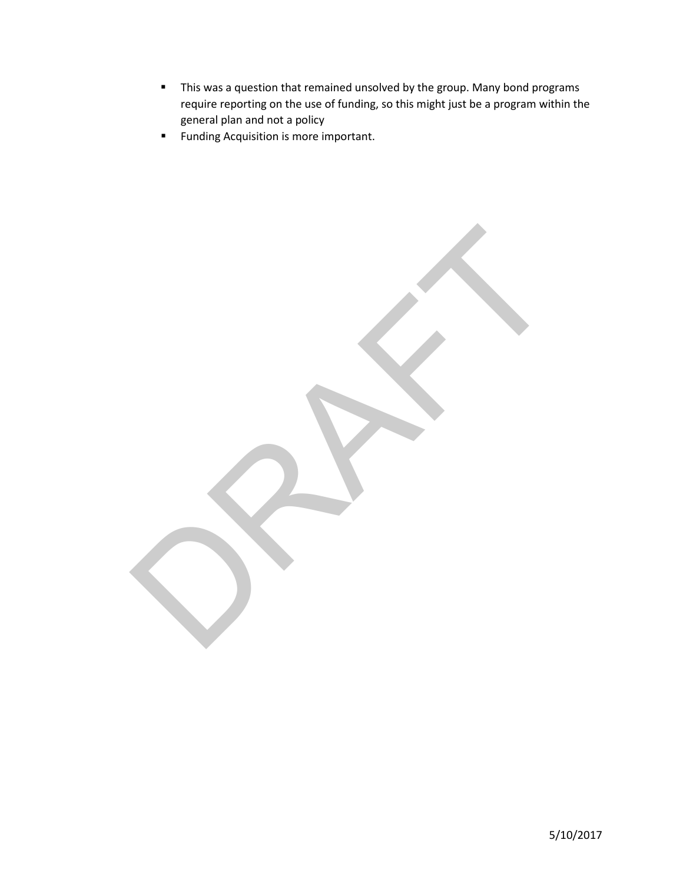- This was a question that remained unsolved by the group. Many bond programs require reporting on the use of funding, so this might just be a program within the general plan and not a policy
- Funding Acquisition is more important.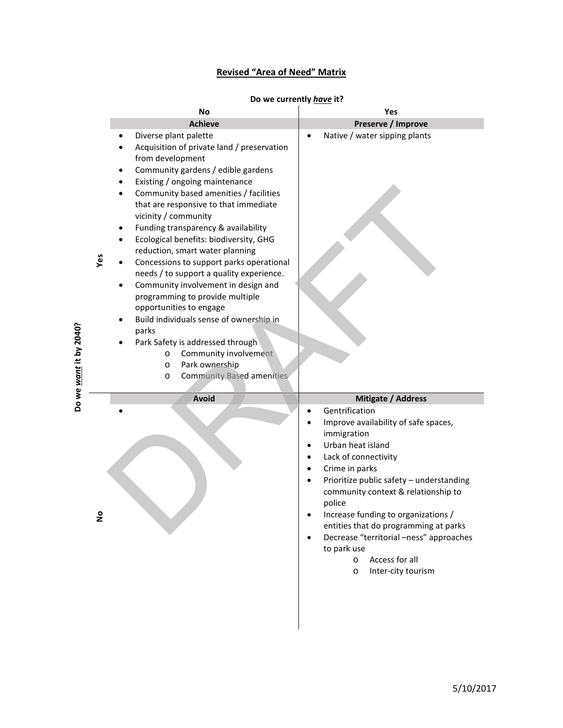## Revised "Area of Need" Matrix

**Do we currently *have* it?** (columns: No / Yes)

**Do we *want* it by 2040?** (rows: Yes / No)

| | No | Yes |
|---|---|---|
| **Yes** | **Achieve**<br>• Diverse plant palette<br>• Acquisition of private land / preservation from development<br>• Community gardens / edible gardens<br>• Existing / ongoing maintenance<br>• Community based amenities / facilities that are responsive to that immediate vicinity / community<br>• Funding transparency & availability<br>• Ecological benefits: biodiversity, GHG reduction, smart water planning<br>• Concessions to support parks operational needs / to support a quality experience.<br>• Community involvement in design and programming to provide multiple opportunities to engage<br>• Build individuals sense of ownership in parks<br>• Park Safety is addressed through<br>&nbsp;&nbsp;&nbsp;&nbsp;o Community involvement<br>&nbsp;&nbsp;&nbsp;&nbsp;o Park ownership<br>&nbsp;&nbsp;&nbsp;&nbsp;o Community Based amenities | **Preserve / Improve**<br>• Native / water sipping plants |
| **No** | **Avoid**<br>• | **Mitigate / Address**<br>• Gentrification<br>• Improve availability of safe spaces, immigration<br>• Urban heat island<br>• Lack of connectivity<br>• Crime in parks<br>• Prioritize public safety – understanding community context & relationship to police<br>• Increase funding to organizations / entities that do programming at parks<br>• Decrease "territorial –ness" approaches to park use<br>&nbsp;&nbsp;&nbsp;&nbsp;o Access for all<br>&nbsp;&nbsp;&nbsp;&nbsp;o Inter-city tourism |

DRAFT

5/10/2017